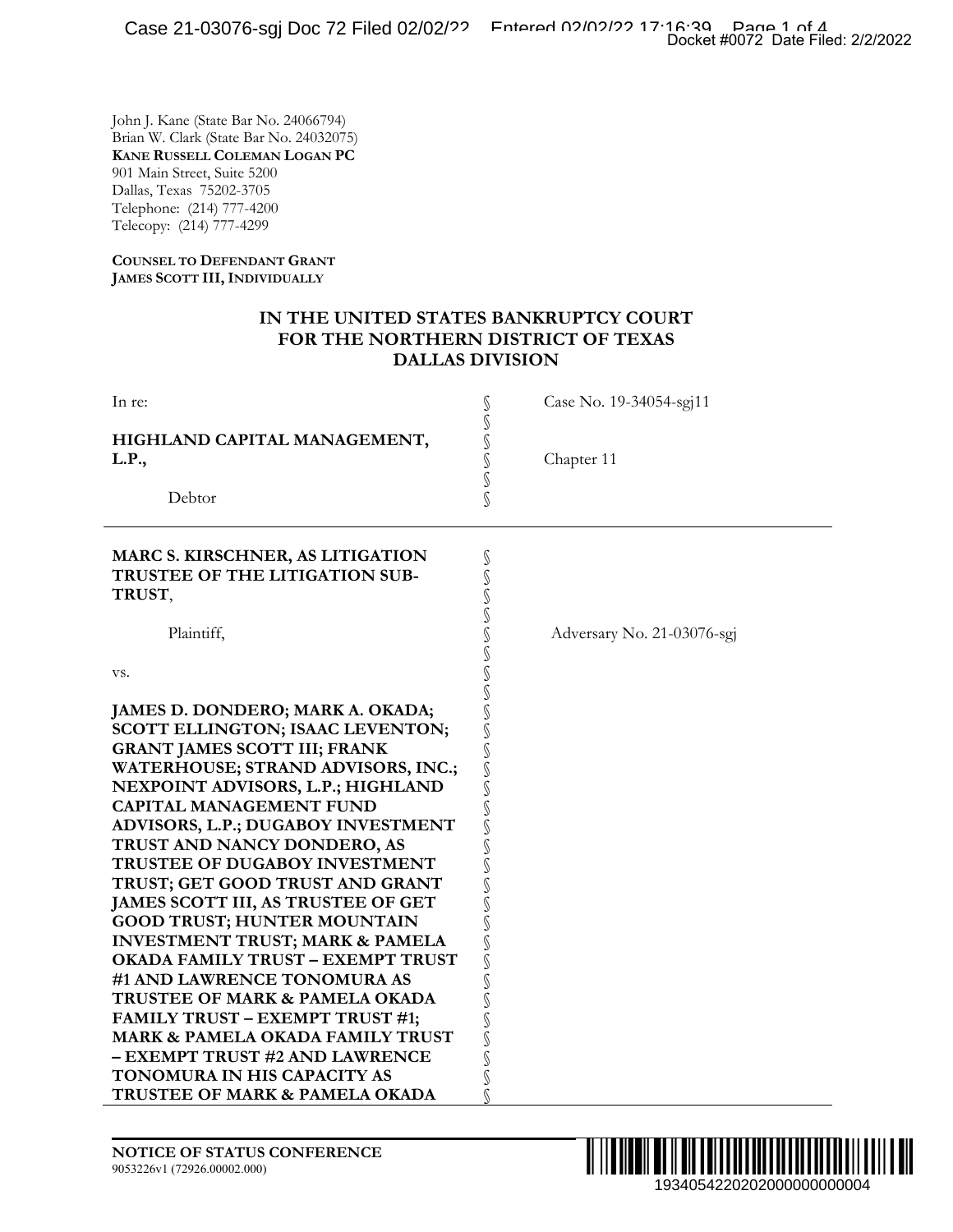John J. Kane (State Bar No. 24066794)
Brian W. Clark (State Bar No. 24032075)
**KANE RUSSELL COLEMAN LOGAN PC**
901 Main Street, Suite 5200
Dallas, Texas 75202-3705
Telephone: (214) 777-4200
Telecopy: (214) 777-4299

**COUNSEL TO DEFENDANT GRANT JAMES SCOTT III, INDIVIDUALLY**

**IN THE UNITED STATES BANKRUPTCY COURT**
**FOR THE NORTHERN DISTRICT OF TEXAS**
**DALLAS DIVISION**

| | | |
|---|---|---|
| In re: | § | Case No. 19-34054-sgj11 |
| | § | |
| **HIGHLAND CAPITAL MANAGEMENT, L.P.,** | § | Chapter 11 |
| | § | |
| Debtor | § | |

| | | |
|---|---|---|
| **MARC S. KIRSCHNER, AS LITIGATION TRUSTEE OF THE LITIGATION SUB-TRUST**, | § | |
| | § | |
| Plaintiff, | § | Adversary No. 21-03076-sgj |
| | § | |
| vs. | § | |
| | § | |
| **JAMES D. DONDERO; MARK A. OKADA; SCOTT ELLINGTON; ISAAC LEVENTON; GRANT JAMES SCOTT III; FRANK WATERHOUSE; STRAND ADVISORS, INC.; NEXPOINT ADVISORS, L.P.; HIGHLAND CAPITAL MANAGEMENT FUND ADVISORS, L.P.; DUGABOY INVESTMENT TRUST AND NANCY DONDERO, AS TRUSTEE OF DUGABOY INVESTMENT TRUST; GET GOOD TRUST AND GRANT JAMES SCOTT III, AS TRUSTEE OF GET GOOD TRUST; HUNTER MOUNTAIN INVESTMENT TRUST; MARK & PAMELA OKADA FAMILY TRUST – EXEMPT TRUST #1 AND LAWRENCE TONOMURA AS TRUSTEE OF MARK & PAMELA OKADA FAMILY TRUST – EXEMPT TRUST #1; MARK & PAMELA OKADA FAMILY TRUST – EXEMPT TRUST #2 AND LAWRENCE TONOMURA IN HIS CAPACITY AS TRUSTEE OF MARK & PAMELA OKADA** | § | |

**NOTICE OF STATUS CONFERENCE**
9053226v1 (72926.00002.000)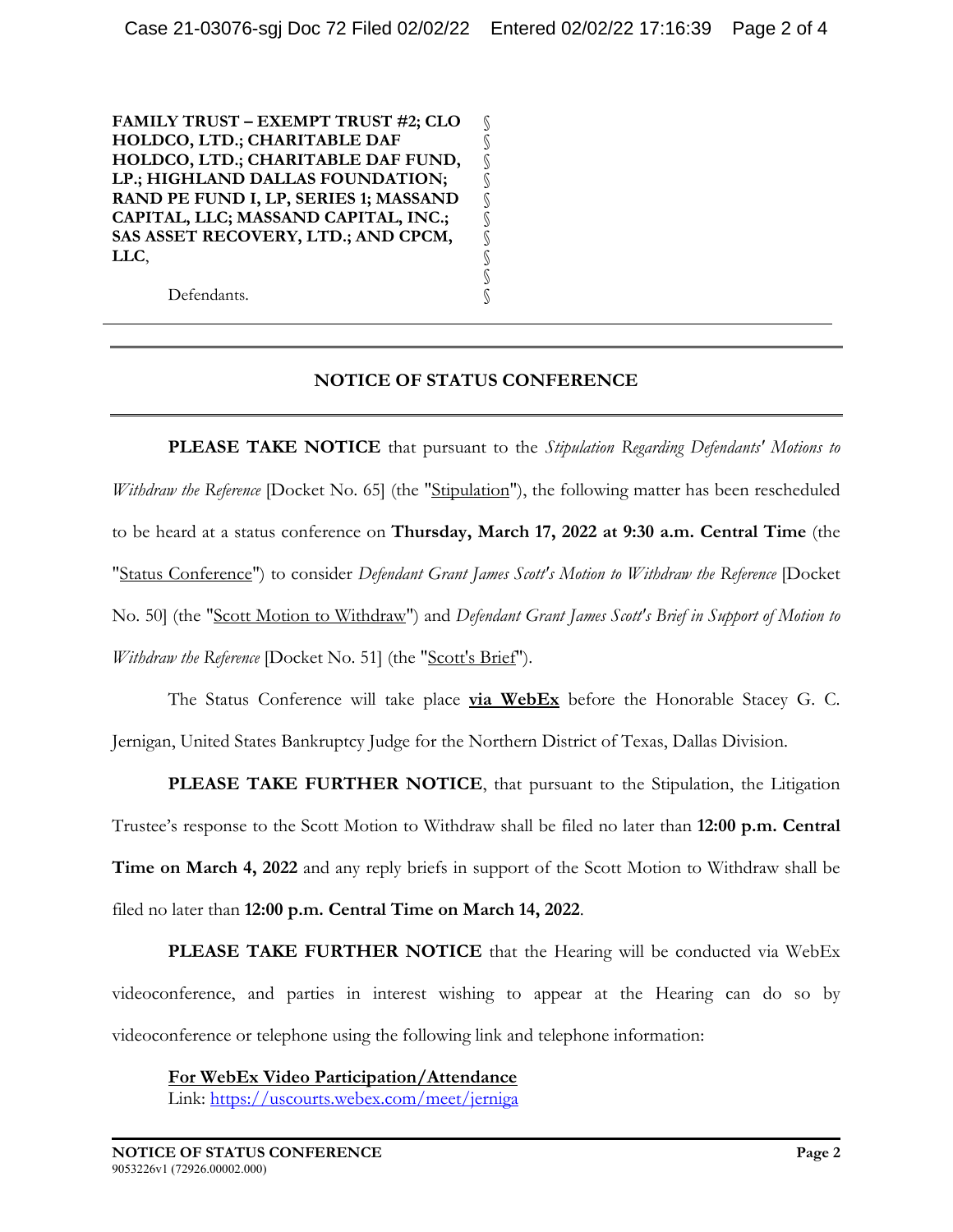**FAMILY TRUST – EXEMPT TRUST #2; CLO HOLDCO, LTD.; CHARITABLE DAF HOLDCO, LTD.; CHARITABLE DAF FUND, LP.; HIGHLAND DALLAS FOUNDATION; RAND PE FUND I, LP, SERIES 1; MASSAND CAPITAL, LLC; MASSAND CAPITAL, INC.; SAS ASSET RECOVERY, LTD.; AND CPCM, LLC**,

Defendants.

## NOTICE OF STATUS CONFERENCE

**PLEASE TAKE NOTICE** that pursuant to the *Stipulation Regarding Defendants' Motions to Withdraw the Reference* [Docket No. 65] (the "Stipulation"), the following matter has been rescheduled to be heard at a status conference on **Thursday, March 17, 2022 at 9:30 a.m. Central Time** (the "Status Conference") to consider *Defendant Grant James Scott's Motion to Withdraw the Reference* [Docket No. 50] (the "Scott Motion to Withdraw") and *Defendant Grant James Scott's Brief in Support of Motion to Withdraw the Reference* [Docket No. 51] (the "Scott's Brief").

The Status Conference will take place **via WebEx** before the Honorable Stacey G. C. Jernigan, United States Bankruptcy Judge for the Northern District of Texas, Dallas Division.

**PLEASE TAKE FURTHER NOTICE**, that pursuant to the Stipulation, the Litigation Trustee's response to the Scott Motion to Withdraw shall be filed no later than **12:00 p.m. Central Time on March 4, 2022** and any reply briefs in support of the Scott Motion to Withdraw shall be filed no later than **12:00 p.m. Central Time on March 14, 2022**.

**PLEASE TAKE FURTHER NOTICE** that the Hearing will be conducted via WebEx videoconference, and parties in interest wishing to appear at the Hearing can do so by videoconference or telephone using the following link and telephone information:

**For WebEx Video Participation/Attendance**
Link: https://uscourts.webex.com/meet/jerniga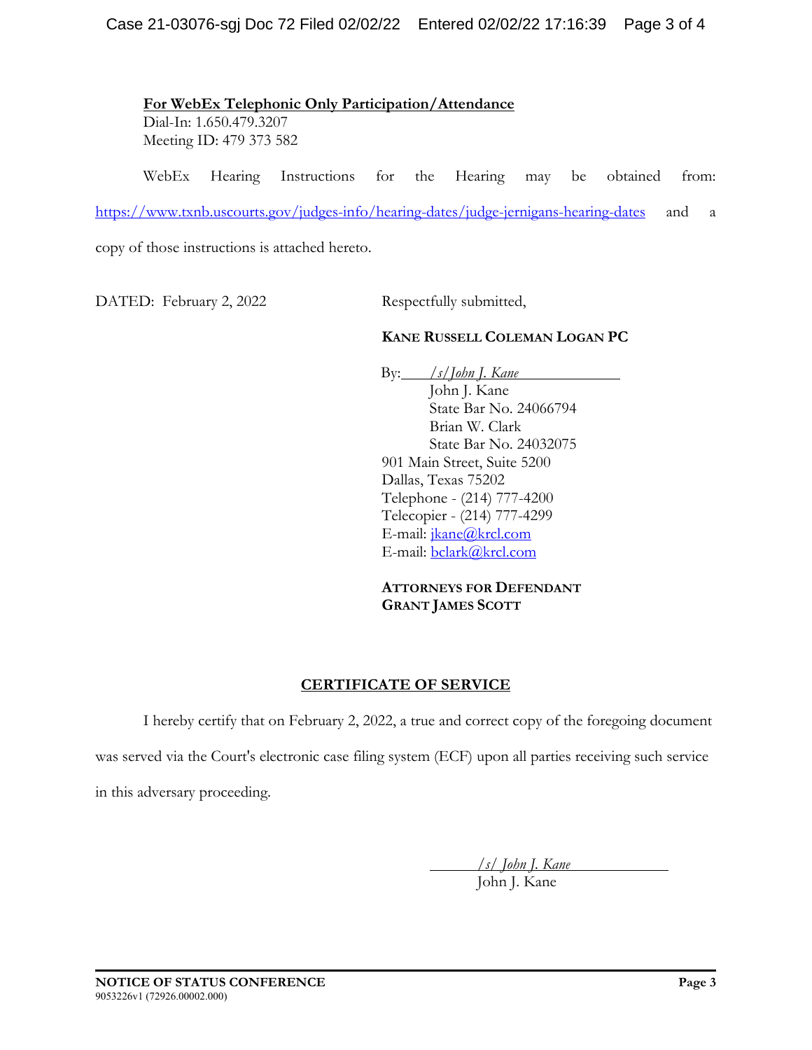**For WebEx Telephonic Only Participation/Attendance**
Dial-In: 1.650.479.3207
Meeting ID: 479 373 582

WebEx Hearing Instructions for the Hearing may be obtained from: https://www.txnb.uscourts.gov/judges-info/hearing-dates/judge-jernigans-hearing-dates and a copy of those instructions is attached hereto.

DATED: February 2, 2022

Respectfully submitted,

**KANE RUSSELL COLEMAN LOGAN PC**

By: */s/John J. Kane*
John J. Kane
State Bar No. 24066794
Brian W. Clark
State Bar No. 24032075
901 Main Street, Suite 5200
Dallas, Texas 75202
Telephone - (214) 777-4200
Telecopier - (214) 777-4299
E-mail: jkane@krcl.com
E-mail: bclark@krcl.com

**ATTORNEYS FOR DEFENDANT GRANT JAMES SCOTT**

## CERTIFICATE OF SERVICE

I hereby certify that on February 2, 2022, a true and correct copy of the foregoing document was served via the Court's electronic case filing system (ECF) upon all parties receiving such service in this adversary proceeding.

*/s/ John J. Kane*
John J. Kane

**NOTICE OF STATUS CONFERENCE**
9053226v1 (72926.00002.000)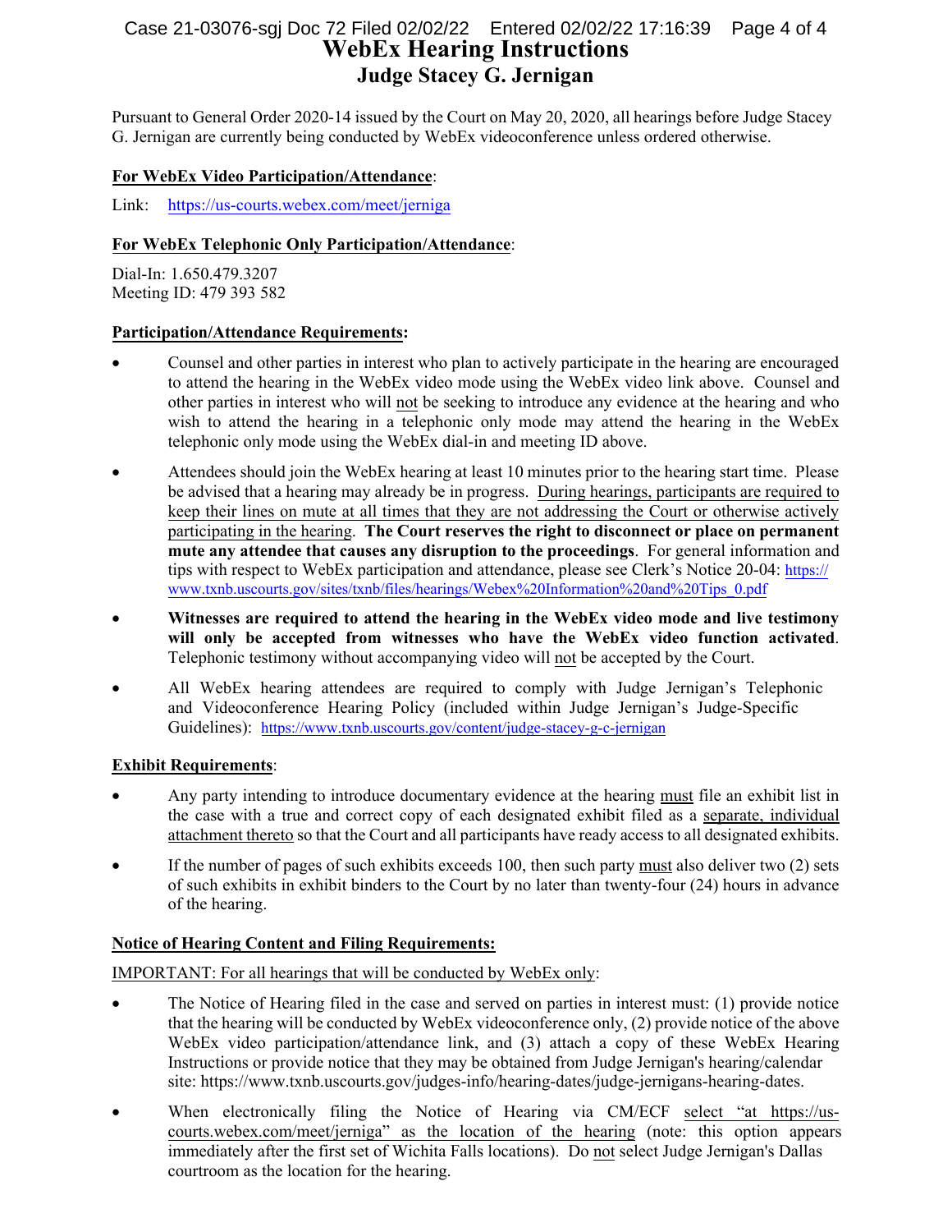# WebEx Hearing Instructions
## Judge Stacey G. Jernigan

Pursuant to General Order 2020-14 issued by the Court on May 20, 2020, all hearings before Judge Stacey G. Jernigan are currently being conducted by WebEx videoconference unless ordered otherwise.

**For WebEx Video Participation/Attendance**:

Link: https://us-courts.webex.com/meet/jerniga

**For WebEx Telephonic Only Participation/Attendance**:

Dial-In: 1.650.479.3207
Meeting ID: 479 393 582

**Participation/Attendance Requirements:**

- Counsel and other parties in interest who plan to actively participate in the hearing are encouraged to attend the hearing in the WebEx video mode using the WebEx video link above. Counsel and other parties in interest who will not be seeking to introduce any evidence at the hearing and who wish to attend the hearing in a telephonic only mode may attend the hearing in the WebEx telephonic only mode using the WebEx dial-in and meeting ID above.
- Attendees should join the WebEx hearing at least 10 minutes prior to the hearing start time. Please be advised that a hearing may already be in progress. During hearings, participants are required to keep their lines on mute at all times that they are not addressing the Court or otherwise actively participating in the hearing. **The Court reserves the right to disconnect or place on permanent mute any attendee that causes any disruption to the proceedings**. For general information and tips with respect to WebEx participation and attendance, please see Clerk's Notice 20-04: https://www.txnb.uscourts.gov/sites/txnb/files/hearings/Webex%20Information%20and%20Tips_0.pdf
- **Witnesses are required to attend the hearing in the WebEx video mode and live testimony will only be accepted from witnesses who have the WebEx video function activated**. Telephonic testimony without accompanying video will not be accepted by the Court.
- All WebEx hearing attendees are required to comply with Judge Jernigan's Telephonic and Videoconference Hearing Policy (included within Judge Jernigan's Judge-Specific Guidelines): https://www.txnb.uscourts.gov/content/judge-stacey-g-c-jernigan

**Exhibit Requirements**:

- Any party intending to introduce documentary evidence at the hearing must file an exhibit list in the case with a true and correct copy of each designated exhibit filed as a separate, individual attachment thereto so that the Court and all participants have ready access to all designated exhibits.
- If the number of pages of such exhibits exceeds 100, then such party must also deliver two (2) sets of such exhibits in exhibit binders to the Court by no later than twenty-four (24) hours in advance of the hearing.

**Notice of Hearing Content and Filing Requirements:**

IMPORTANT: For all hearings that will be conducted by WebEx only:

- The Notice of Hearing filed in the case and served on parties in interest must: (1) provide notice that the hearing will be conducted by WebEx videoconference only, (2) provide notice of the above WebEx video participation/attendance link, and (3) attach a copy of these WebEx Hearing Instructions or provide notice that they may be obtained from Judge Jernigan's hearing/calendar site: https://www.txnb.uscourts.gov/judges-info/hearing-dates/judge-jernigans-hearing-dates.
- When electronically filing the Notice of Hearing via CM/ECF select "at https://us-courts.webex.com/meet/jerniga" as the location of the hearing (note: this option appears immediately after the first set of Wichita Falls locations). Do not select Judge Jernigan's Dallas courtroom as the location for the hearing.